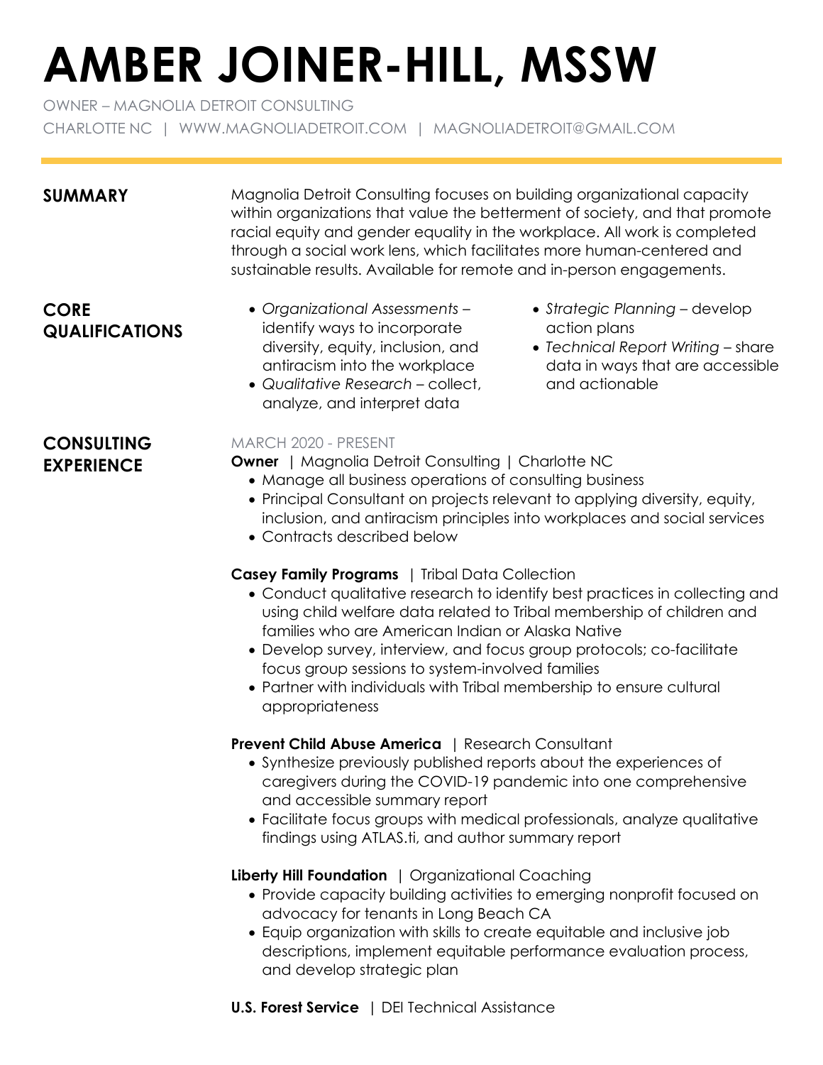# AMBER JOINER-HILL, MSSW

OWNER – MAGNOLIA DETROIT CONSULTING

CHARLOTTE NC | WWW.MAGNOLIADETROIT.COM | MAGNOLIADETROIT@GMAIL.COM

## SUMMARY

Magnolia Detroit Consulting focuses on building organizational capacity within organizations that value the betterment of society, and that promote racial equity and gender equality in the workplace. All work is completed through a social work lens, which facilitates more human-centered and sustainable results. Available for remote and in-person engagements.

## CORE QUALIFICATIONS

- *Organizational Assessments* – identify ways to incorporate diversity, equity, inclusion, and antiracism into the workplace
- *Qualitative Research* – collect, analyze, and interpret data
- *Strategic Planning* – develop action plans
- *Technical Report Writing* – share data in ways that are accessible and actionable

## CONSULTING EXPERIENCE

MARCH 2020 - PRESENT

**Owner** | Magnolia Detroit Consulting | Charlotte NC

- Manage all business operations of consulting business
- Principal Consultant on projects relevant to applying diversity, equity, inclusion, and antiracism principles into workplaces and social services
- Contracts described below

**Casey Family Programs** | Tribal Data Collection

- Conduct qualitative research to identify best practices in collecting and using child welfare data related to Tribal membership of children and families who are American Indian or Alaska Native
- Develop survey, interview, and focus group protocols; co-facilitate focus group sessions to system-involved families
- Partner with individuals with Tribal membership to ensure cultural appropriateness

**Prevent Child Abuse America** | Research Consultant

- Synthesize previously published reports about the experiences of caregivers during the COVID-19 pandemic into one comprehensive and accessible summary report
- Facilitate focus groups with medical professionals, analyze qualitative findings using ATLAS.ti, and author summary report

**Liberty Hill Foundation** | Organizational Coaching

- Provide capacity building activities to emerging nonprofit focused on advocacy for tenants in Long Beach CA
- Equip organization with skills to create equitable and inclusive job descriptions, implement equitable performance evaluation process, and develop strategic plan

**U.S. Forest Service** | DEI Technical Assistance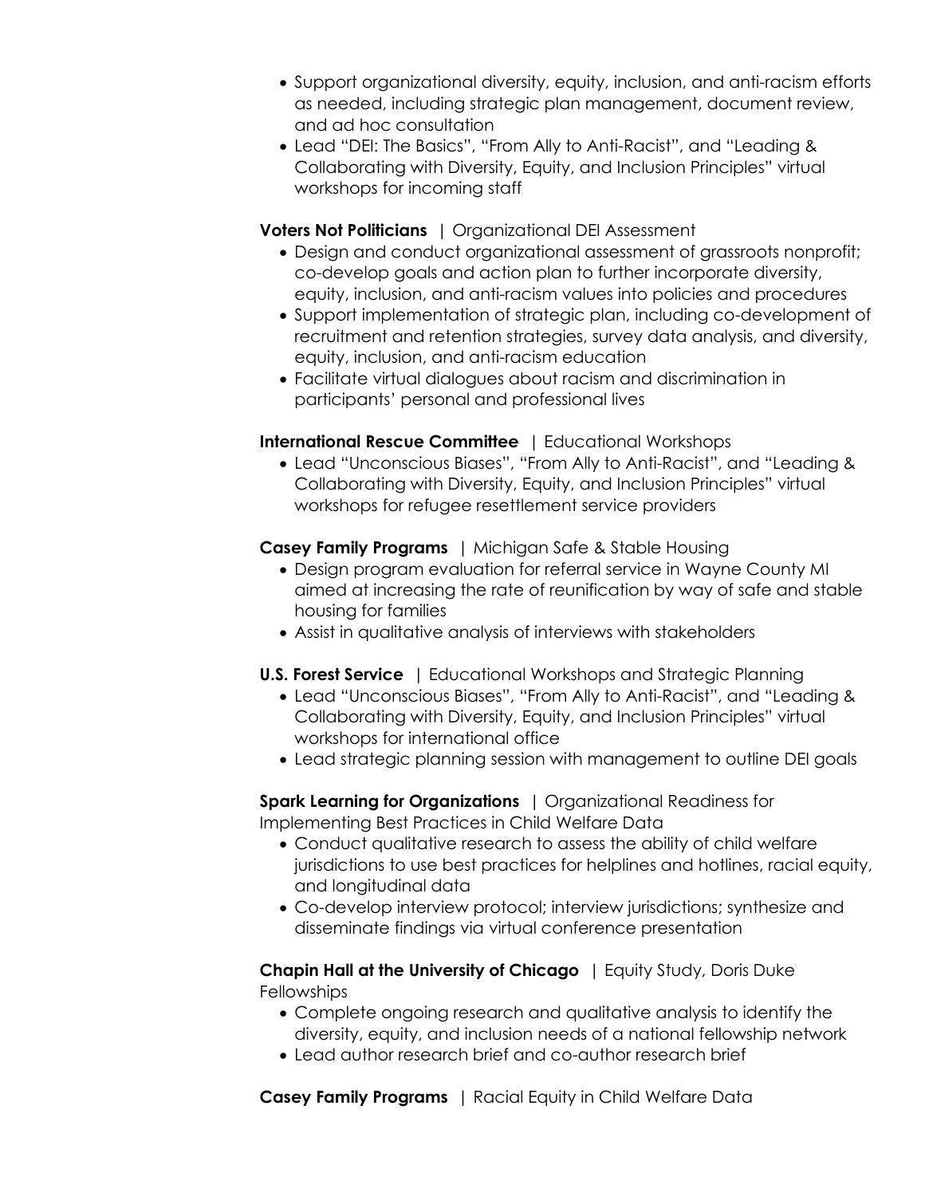- Support organizational diversity, equity, inclusion, and anti-racism efforts as needed, including strategic plan management, document review, and ad hoc consultation
- Lead "DEI: The Basics", "From Ally to Anti-Racist", and "Leading & Collaborating with Diversity, Equity, and Inclusion Principles" virtual workshops for incoming staff

**Voters Not Politicians** | Organizational DEI Assessment

- Design and conduct organizational assessment of grassroots nonprofit; co-develop goals and action plan to further incorporate diversity, equity, inclusion, and anti-racism values into policies and procedures
- Support implementation of strategic plan, including co-development of recruitment and retention strategies, survey data analysis, and diversity, equity, inclusion, and anti-racism education
- Facilitate virtual dialogues about racism and discrimination in participants' personal and professional lives

**International Rescue Committee** | Educational Workshops

- Lead "Unconscious Biases", "From Ally to Anti-Racist", and "Leading & Collaborating with Diversity, Equity, and Inclusion Principles" virtual workshops for refugee resettlement service providers

**Casey Family Programs** | Michigan Safe & Stable Housing

- Design program evaluation for referral service in Wayne County MI aimed at increasing the rate of reunification by way of safe and stable housing for families
- Assist in qualitative analysis of interviews with stakeholders

**U.S. Forest Service** | Educational Workshops and Strategic Planning

- Lead "Unconscious Biases", "From Ally to Anti-Racist", and "Leading & Collaborating with Diversity, Equity, and Inclusion Principles" virtual workshops for international office
- Lead strategic planning session with management to outline DEI goals

**Spark Learning for Organizations** | Organizational Readiness for Implementing Best Practices in Child Welfare Data

- Conduct qualitative research to assess the ability of child welfare jurisdictions to use best practices for helplines and hotlines, racial equity, and longitudinal data
- Co-develop interview protocol; interview jurisdictions; synthesize and disseminate findings via virtual conference presentation

**Chapin Hall at the University of Chicago** | Equity Study, Doris Duke Fellowships

- Complete ongoing research and qualitative analysis to identify the diversity, equity, and inclusion needs of a national fellowship network
- Lead author research brief and co-author research brief

**Casey Family Programs** | Racial Equity in Child Welfare Data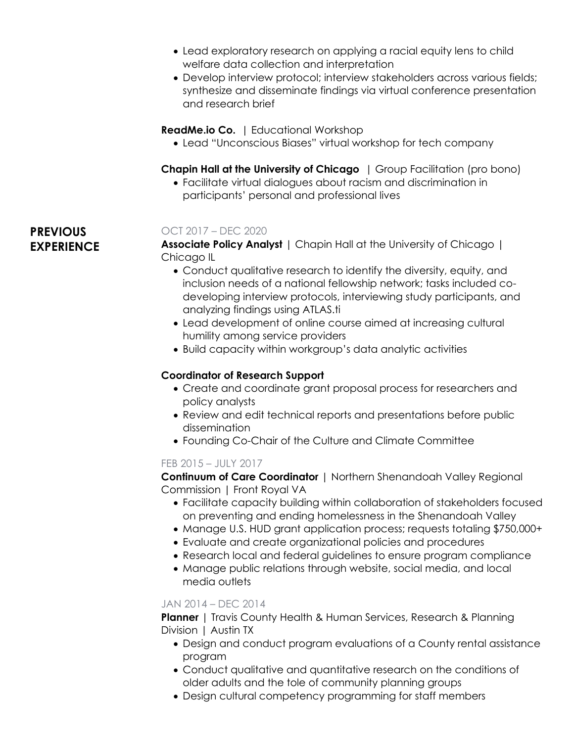- Lead exploratory research on applying a racial equity lens to child welfare data collection and interpretation
- Develop interview protocol; interview stakeholders across various fields; synthesize and disseminate findings via virtual conference presentation and research brief

**ReadMe.io Co.** | Educational Workshop

- Lead "Unconscious Biases" virtual workshop for tech company

**Chapin Hall at the University of Chicago** | Group Facilitation (pro bono)

- Facilitate virtual dialogues about racism and discrimination in participants' personal and professional lives

## PREVIOUS EXPERIENCE

OCT 2017 – DEC 2020

**Associate Policy Analyst** | Chapin Hall at the University of Chicago | Chicago IL

- Conduct qualitative research to identify the diversity, equity, and inclusion needs of a national fellowship network; tasks included co-developing interview protocols, interviewing study participants, and analyzing findings using ATLAS.ti
- Lead development of online course aimed at increasing cultural humility among service providers
- Build capacity within workgroup's data analytic activities

**Coordinator of Research Support**

- Create and coordinate grant proposal process for researchers and policy analysts
- Review and edit technical reports and presentations before public dissemination
- Founding Co-Chair of the Culture and Climate Committee

FEB 2015 – JULY 2017

**Continuum of Care Coordinator** | Northern Shenandoah Valley Regional Commission | Front Royal VA

- Facilitate capacity building within collaboration of stakeholders focused on preventing and ending homelessness in the Shenandoah Valley
- Manage U.S. HUD grant application process; requests totaling $750,000+
- Evaluate and create organizational policies and procedures
- Research local and federal guidelines to ensure program compliance
- Manage public relations through website, social media, and local media outlets

JAN 2014 – DEC 2014

**Planner** | Travis County Health & Human Services, Research & Planning Division | Austin TX

- Design and conduct program evaluations of a County rental assistance program
- Conduct qualitative and quantitative research on the conditions of older adults and the tole of community planning groups
- Design cultural competency programming for staff members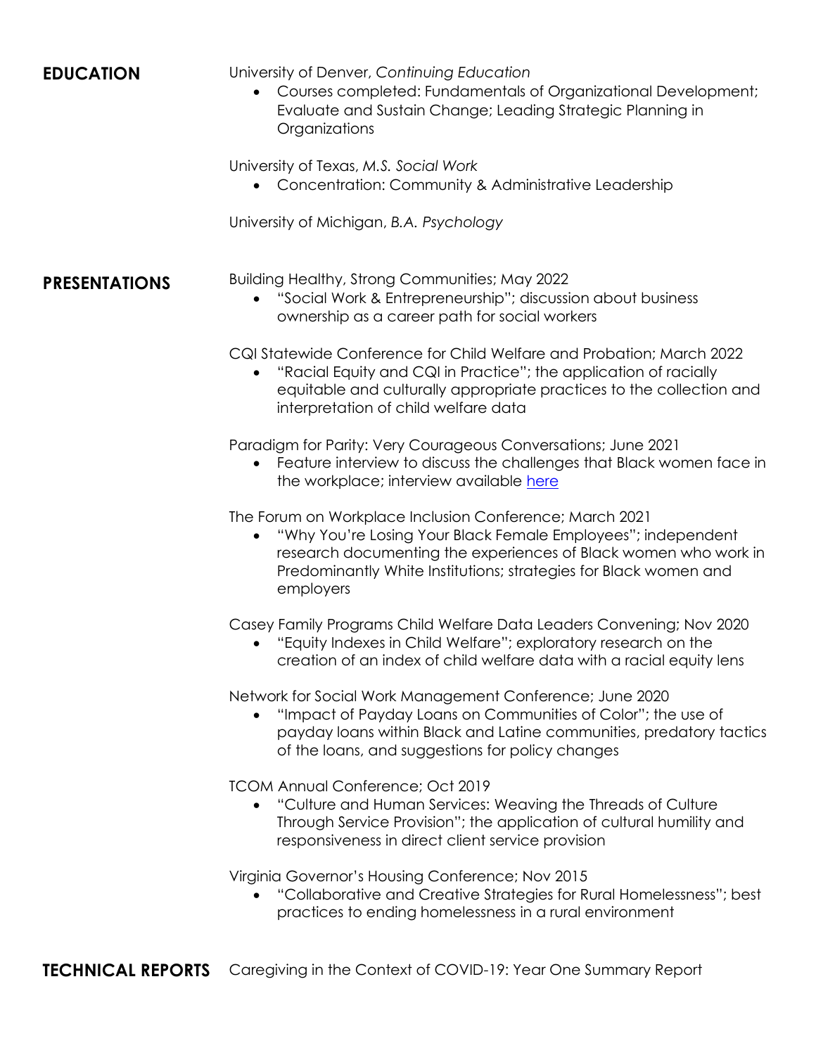## EDUCATION

University of Denver, *Continuing Education*

- Courses completed: Fundamentals of Organizational Development; Evaluate and Sustain Change; Leading Strategic Planning in Organizations

University of Texas, *M.S. Social Work*

- Concentration: Community & Administrative Leadership

University of Michigan, *B.A. Psychology*

## PRESENTATIONS

Building Healthy, Strong Communities; May 2022

- "Social Work & Entrepreneurship"; discussion about business ownership as a career path for social workers

CQI Statewide Conference for Child Welfare and Probation; March 2022

- "Racial Equity and CQI in Practice"; the application of racially equitable and culturally appropriate practices to the collection and interpretation of child welfare data

Paradigm for Parity: Very Courageous Conversations; June 2021

- Feature interview to discuss the challenges that Black women face in the workplace; interview available here

The Forum on Workplace Inclusion Conference; March 2021

- "Why You're Losing Your Black Female Employees"; independent research documenting the experiences of Black women who work in Predominantly White Institutions; strategies for Black women and employers

Casey Family Programs Child Welfare Data Leaders Convening; Nov 2020

- "Equity Indexes in Child Welfare"; exploratory research on the creation of an index of child welfare data with a racial equity lens

Network for Social Work Management Conference; June 2020

- "Impact of Payday Loans on Communities of Color"; the use of payday loans within Black and Latine communities, predatory tactics of the loans, and suggestions for policy changes

TCOM Annual Conference; Oct 2019

- "Culture and Human Services: Weaving the Threads of Culture Through Service Provision"; the application of cultural humility and responsiveness in direct client service provision

Virginia Governor's Housing Conference; Nov 2015

- "Collaborative and Creative Strategies for Rural Homelessness"; best practices to ending homelessness in a rural environment

## TECHNICAL REPORTS

Caregiving in the Context of COVID-19: Year One Summary Report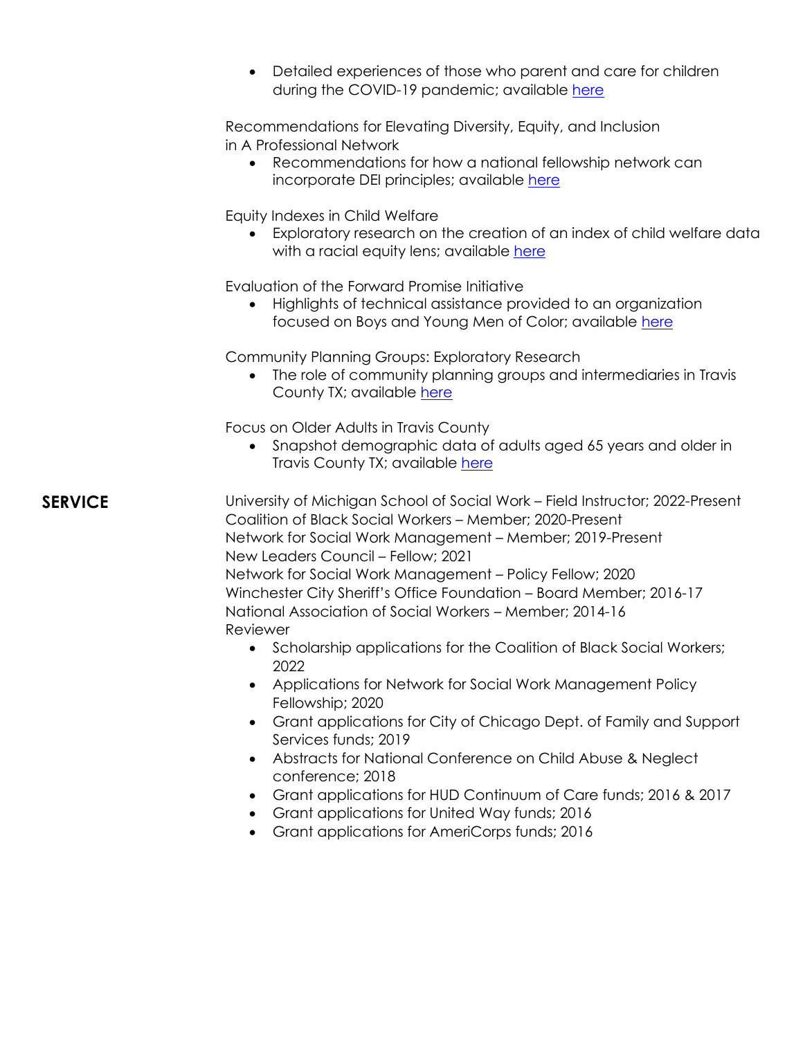- Detailed experiences of those who parent and care for children during the COVID-19 pandemic; available here

Recommendations for Elevating Diversity, Equity, and Inclusion in A Professional Network

- Recommendations for how a national fellowship network can incorporate DEI principles; available here

Equity Indexes in Child Welfare

- Exploratory research on the creation of an index of child welfare data with a racial equity lens; available here

Evaluation of the Forward Promise Initiative

- Highlights of technical assistance provided to an organization focused on Boys and Young Men of Color; available here

Community Planning Groups: Exploratory Research

- The role of community planning groups and intermediaries in Travis County TX; available here

Focus on Older Adults in Travis County

- Snapshot demographic data of adults aged 65 years and older in Travis County TX; available here

## SERVICE

University of Michigan School of Social Work – Field Instructor; 2022-Present
Coalition of Black Social Workers – Member; 2020-Present
Network for Social Work Management – Member; 2019-Present
New Leaders Council – Fellow; 2021
Network for Social Work Management – Policy Fellow; 2020
Winchester City Sheriff's Office Foundation – Board Member; 2016-17
National Association of Social Workers – Member; 2014-16
Reviewer

- Scholarship applications for the Coalition of Black Social Workers; 2022
- Applications for Network for Social Work Management Policy Fellowship; 2020
- Grant applications for City of Chicago Dept. of Family and Support Services funds; 2019
- Abstracts for National Conference on Child Abuse & Neglect conference; 2018
- Grant applications for HUD Continuum of Care funds; 2016 & 2017
- Grant applications for United Way funds; 2016
- Grant applications for AmeriCorps funds; 2016